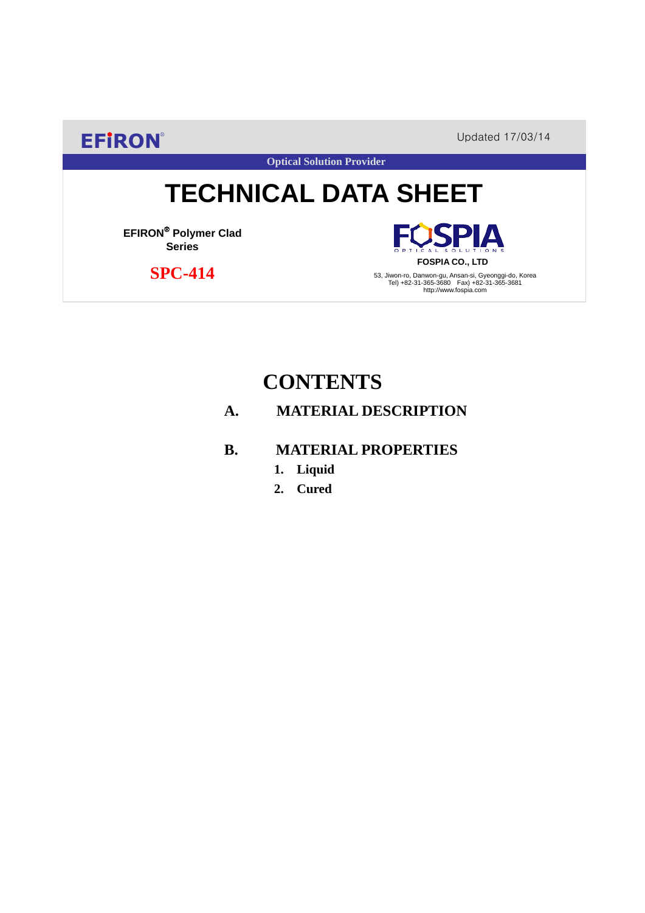EFIRON®

Updated 17/03/14

Optical Solution Provider

# TECHNICAL DATA SHEET

**EFIRON® Polymer Clad Series**

**SPC-414**

FOSPIA

OPTICAL SOLUTIONS

**FOSPIA CO., LTD**

53, Jiwon-ro, Danwon-gu, Ansan-si, Gyeonggi-do, Korea
Tel) +82-31-365-3680 Fax) +82-31-365-3681
http://www.fospia.com

## CONTENTS

**A. MATERIAL DESCRIPTION**

**B. MATERIAL PROPERTIES**

1. **Liquid**
2. **Cured**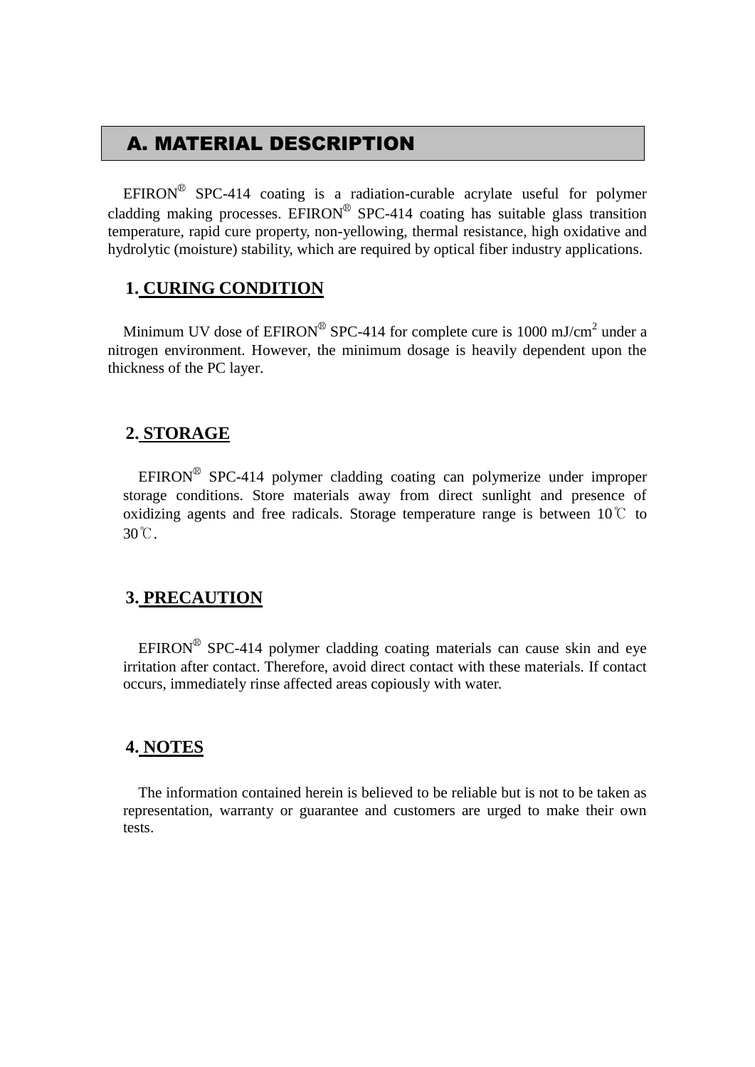## A. MATERIAL DESCRIPTION

EFIRON® SPC-414 coating is a radiation-curable acrylate useful for polymer cladding making processes. EFIRON® SPC-414 coating has suitable glass transition temperature, rapid cure property, non-yellowing, thermal resistance, high oxidative and hydrolytic (moisture) stability, which are required by optical fiber industry applications.

### 1. CURING CONDITION

Minimum UV dose of EFIRON® SPC-414 for complete cure is 1000 mJ/cm$^2$ under a nitrogen environment. However, the minimum dosage is heavily dependent upon the thickness of the PC layer.

### 2. STORAGE

EFIRON® SPC-414 polymer cladding coating can polymerize under improper storage conditions. Store materials away from direct sunlight and presence of oxidizing agents and free radicals. Storage temperature range is between 10℃ to 30℃.

### 3. PRECAUTION

EFIRON® SPC-414 polymer cladding coating materials can cause skin and eye irritation after contact. Therefore, avoid direct contact with these materials. If contact occurs, immediately rinse affected areas copiously with water.

### 4. NOTES

The information contained herein is believed to be reliable but is not to be taken as representation, warranty or guarantee and customers are urged to make their own tests.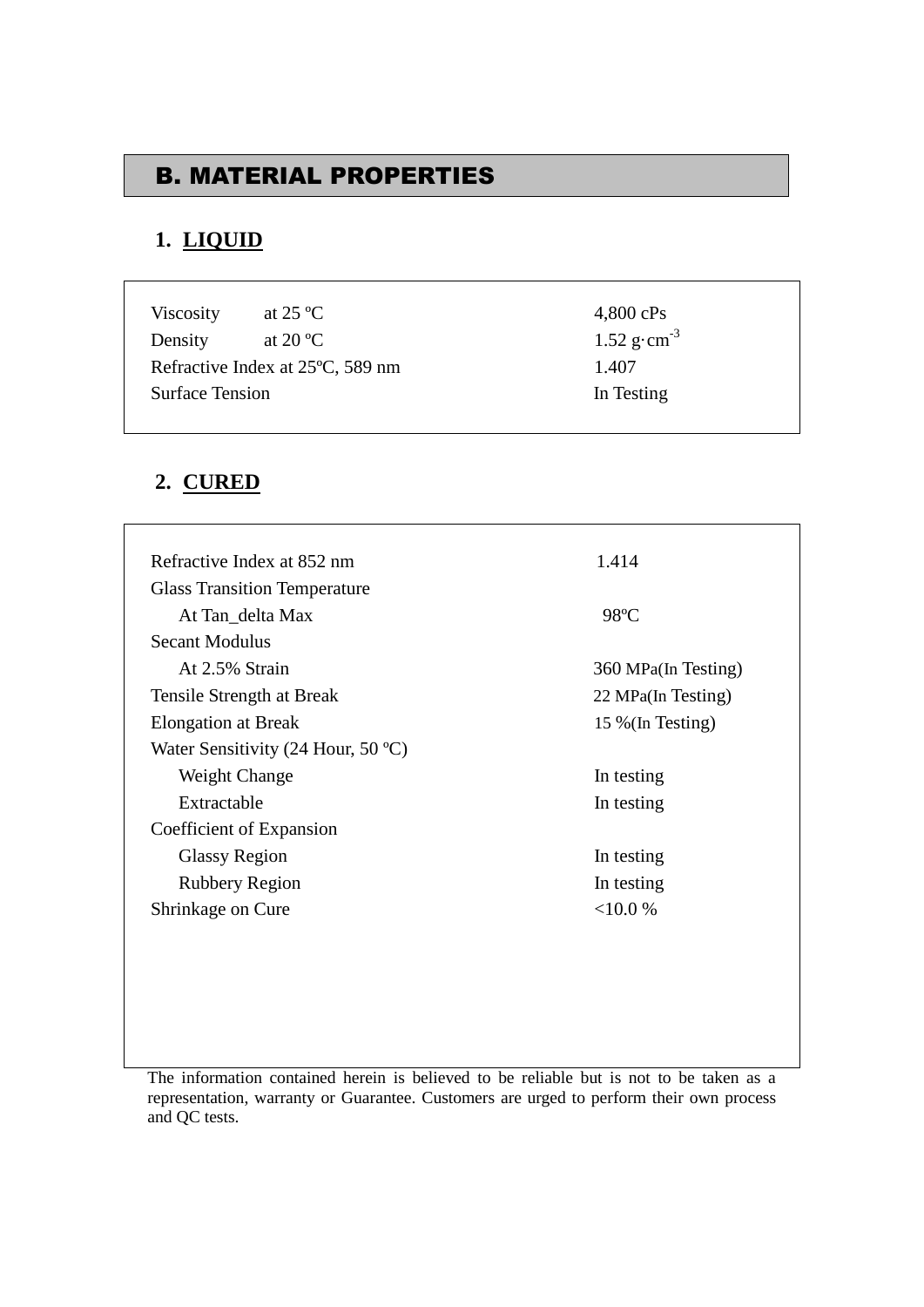## B. MATERIAL PROPERTIES

### 1. LIQUID

| | |
|---|---|
| Viscosity at 25 ºC | 4,800 cPs |
| Density at 20 ºC | 1.52 g·cm$^{-3}$ |
| Refractive Index at 25ºC, 589 nm | 1.407 |
| Surface Tension | In Testing |

### 2. CURED

| | |
|---|---|
| Refractive Index at 852 nm | 1.414 |
| Glass Transition Temperature | |
| At Tan_delta Max | 98ºC |
| Secant Modulus | |
| At 2.5% Strain | 360 MPa(In Testing) |
| Tensile Strength at Break | 22 MPa(In Testing) |
| Elongation at Break | 15 %(In Testing) |
| Water Sensitivity (24 Hour, 50 ºC) | |
| Weight Change | In testing |
| Extractable | In testing |
| Coefficient of Expansion | |
| Glassy Region | In testing |
| Rubbery Region | In testing |
| Shrinkage on Cure | <10.0 % |

The information contained herein is believed to be reliable but is not to be taken as a representation, warranty or Guarantee. Customers are urged to perform their own process and QC tests.